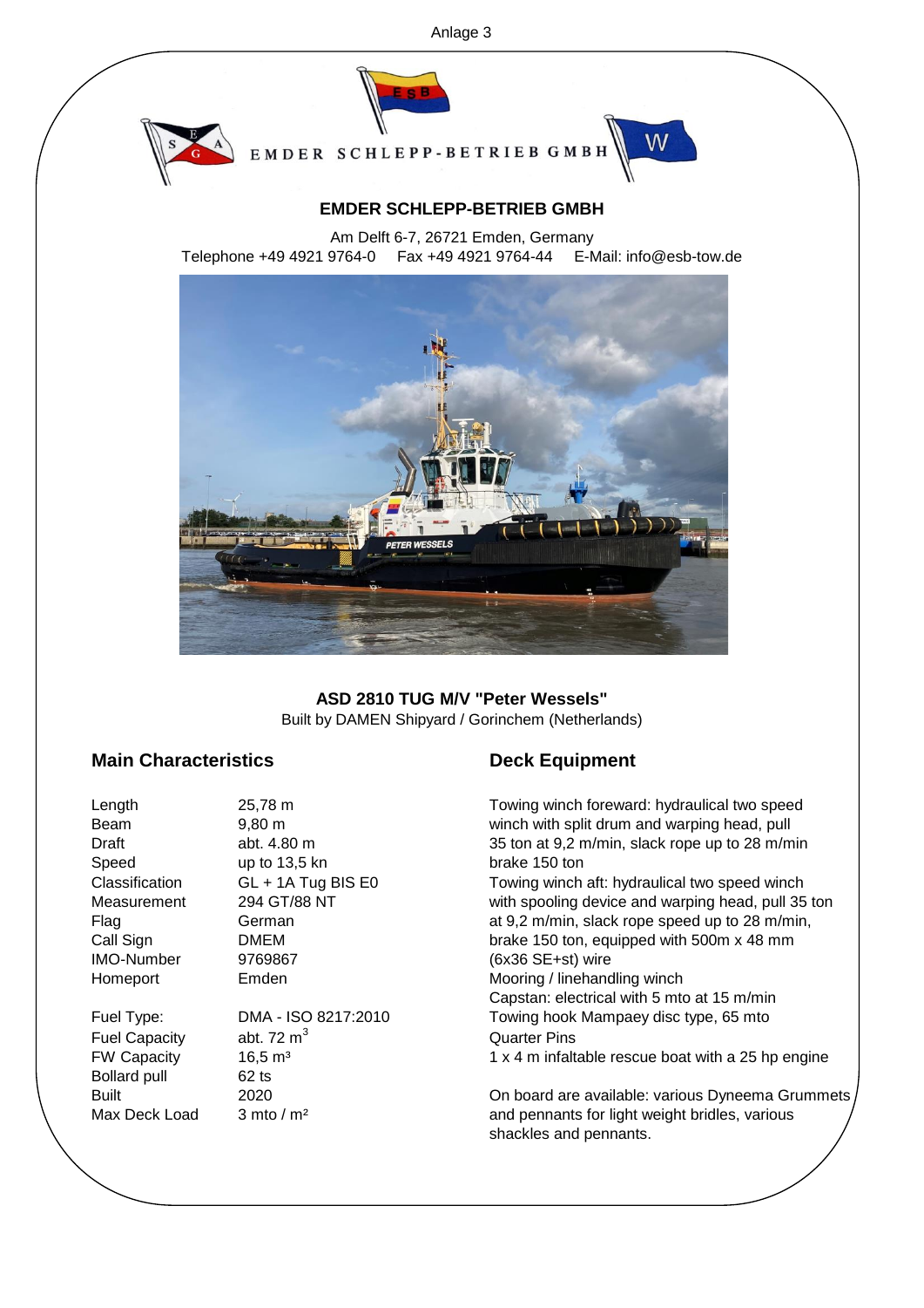Anlage 3

EMDER SCHLEPP-BETRIEB GMBH

## EMDER SCHLEPP-BETRIEB GMBH

Am Delft 6-7, 26721 Emden, Germany
Telephone +49 4921 9764-0 Fax +49 4921 9764-44 E-Mail: info@esb-tow.de

**ASD 2810 TUG M/V "Peter Wessels"**
Built by DAMEN Shipyard / Gorinchem (Netherlands)

### Main Characteristics

| | |
|---|---|
| Length | 25,78 m |
| Beam | 9,80 m |
| Draft | abt. 4.80 m |
| Speed | up to 13,5 kn |
| Classification | GL + 1A Tug BIS E0 |
| Measurement | 294 GT/88 NT |
| Flag | German |
| Call Sign | DMEM |
| IMO-Number | 9769867 |
| Homeport | Emden |
| Fuel Type: | DMA - ISO 8217:2010 |
| Fuel Capacity | abt. 72 $m^3$ |
| FW Capacity | 16,5 $m^3$ |
| Bollard pull | 62 ts |
| Built | 2020 |
| Max Deck Load | 3 mto / $m^2$ |

### Deck Equipment

Towing winch foreward: hydraulical two speed winch with split drum and warping head, pull 35 ton at 9,2 m/min, slack rope up to 28 m/min brake 150 ton
Towing winch aft: hydraulical two speed winch with spooling device and warping head, pull 35 ton at 9,2 m/min, slack rope speed up to 28 m/min, brake 150 ton, equipped with 500m x 48 mm (6x36 SE+st) wire
Mooring / linehandling winch
Capstan: electrical with 5 mto at 15 m/min
Towing hook Mampaey disc type, 65 mto
Quarter Pins
1 x 4 m infaltable rescue boat with a 25 hp engine

On board are available: various Dyneema Grummets and pennants for light weight bridles, various shackles and pennants.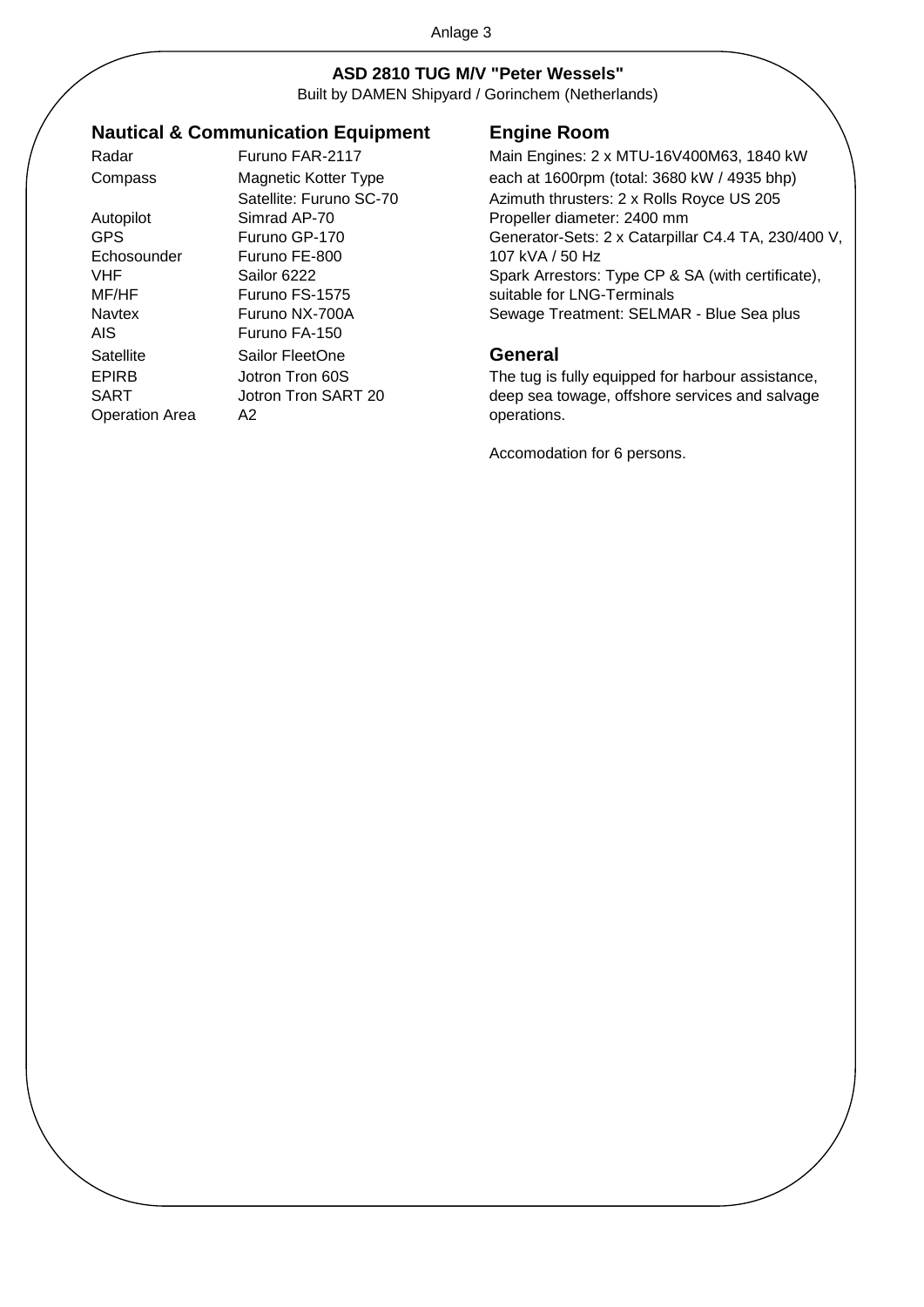Anlage 3

**ASD 2810 TUG M/V "Peter Wessels"**

Built by DAMEN Shipyard / Gorinchem (Netherlands)

## Nautical & Communication Equipment

| | |
|---|---|
| Radar | Furuno FAR-2117 |
| Compass | Magnetic Kotter Type |
| | Satellite: Furuno SC-70 |
| Autopilot | Simrad AP-70 |
| GPS | Furuno GP-170 |
| Echosounder | Furuno FE-800 |
| VHF | Sailor 6222 |
| MF/HF | Furuno FS-1575 |
| Navtex | Furuno NX-700A |
| AIS | Furuno FA-150 |
| Satellite | Sailor FleetOne |
| EPIRB | Jotron Tron 60S |
| SART | Jotron Tron SART 20 |
| Operation Area | A2 |

## Engine Room

Main Engines: 2 x MTU-16V400M63, 1840 kW each at 1600rpm (total: 3680 kW / 4935 bhp)
Azimuth thrusters: 2 x Rolls Royce US 205
Propeller diameter: 2400 mm
Generator-Sets: 2 x Catarpillar C4.4 TA, 230/400 V, 107 kVA / 50 Hz
Spark Arrestors: Type CP & SA (with certificate), suitable for LNG-Terminals
Sewage Treatment: SELMAR - Blue Sea plus

## General

The tug is fully equipped for harbour assistance, deep sea towage, offshore services and salvage operations.

Accomodation for 6 persons.